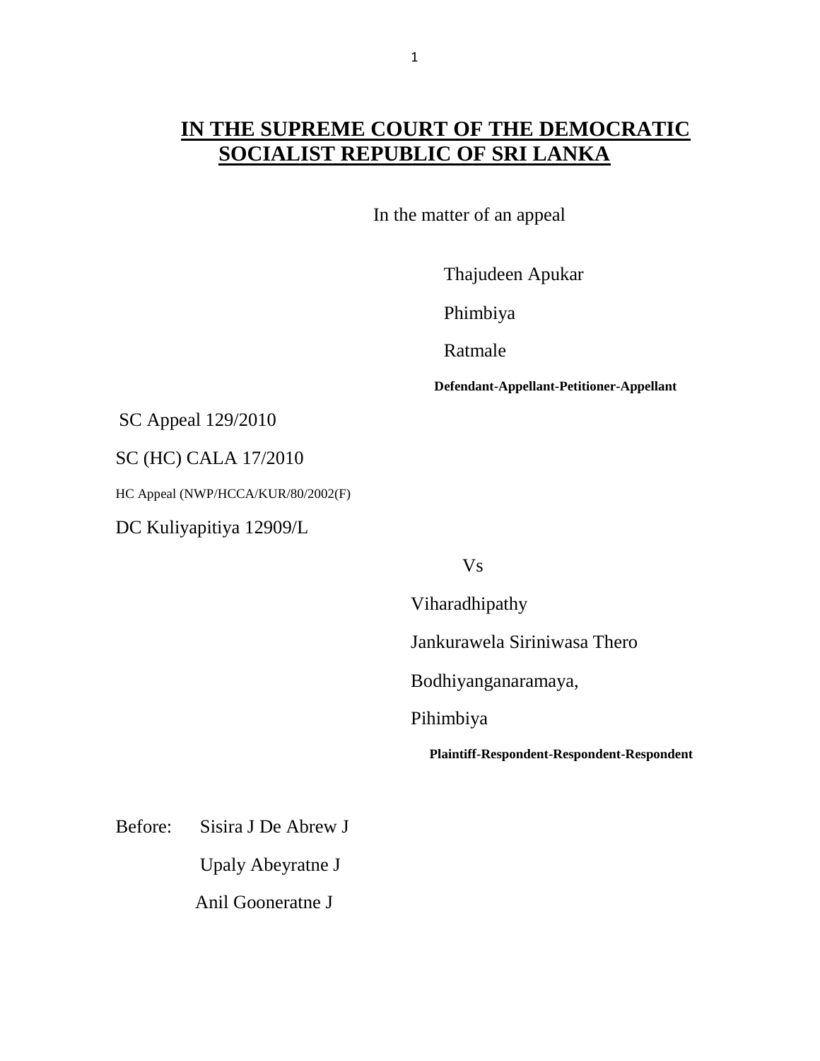# IN THE SUPREME COURT OF THE DEMOCRATIC SOCIALIST REPUBLIC OF SRI LANKA

In the matter of an appeal

Thajudeen Apukar

Phimbiya

Ratmale

**Defendant-Appellant-Petitioner-Appellant**

SC Appeal 129/2010

SC (HC) CALA 17/2010

HC Appeal (NWP/HCCA/KUR/80/2002(F)

DC Kuliyapitiya 12909/L

Vs

Viharadhipathy

Jankurawela Siriniwasa Thero

Bodhiyanganaramaya,

Pihimbiya

**Plaintiff-Respondent-Respondent-Respondent**

Before: Sisira J De Abrew J

Upaly Abeyratne J

Anil Gooneratne J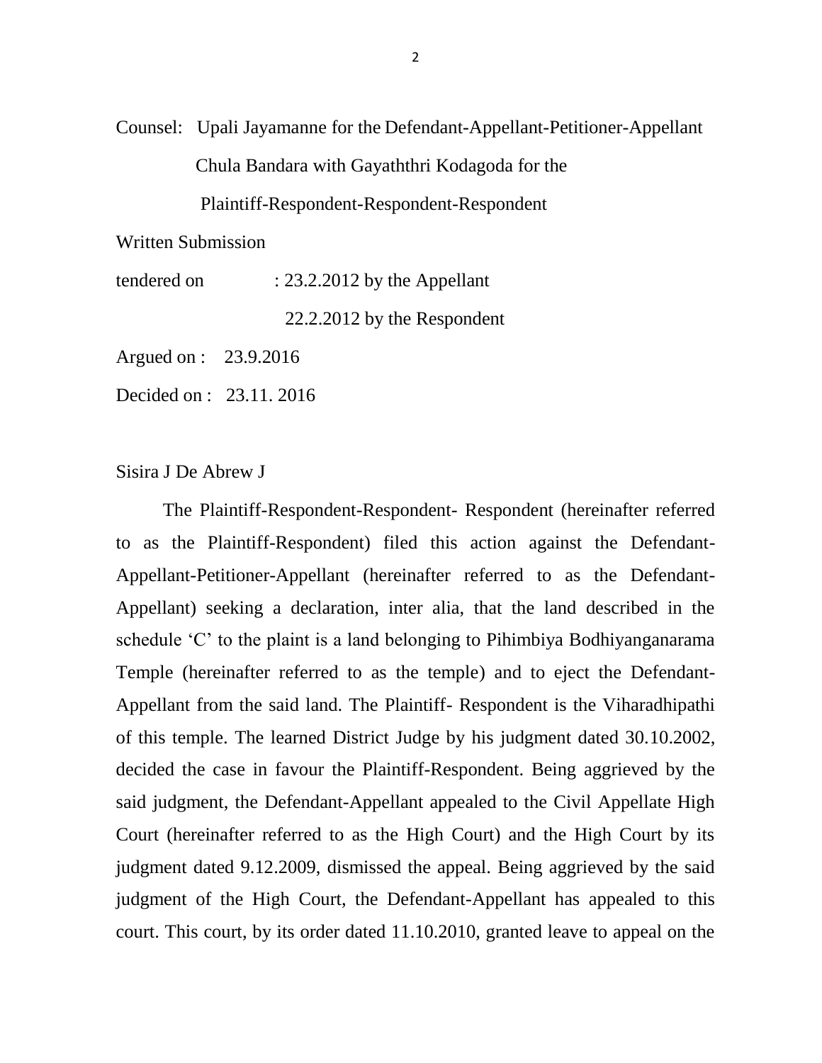Counsel: Upali Jayamanne for the Defendant-Appellant-Petitioner-Appellant

Chula Bandara with Gayaththri Kodagoda for the

Plaintiff-Respondent-Respondent-Respondent

Written Submission

tendered on : 23.2.2012 by the Appellant

22.2.2012 by the Respondent

Argued on : 23.9.2016

Decided on : 23.11. 2016

Sisira J De Abrew J

The Plaintiff-Respondent-Respondent- Respondent (hereinafter referred to as the Plaintiff-Respondent) filed this action against the Defendant-Appellant-Petitioner-Appellant (hereinafter referred to as the Defendant-Appellant) seeking a declaration, inter alia, that the land described in the schedule 'C' to the plaint is a land belonging to Pihimbiya Bodhiyanganarama Temple (hereinafter referred to as the temple) and to eject the Defendant-Appellant from the said land. The Plaintiff- Respondent is the Viharadhipathi of this temple. The learned District Judge by his judgment dated 30.10.2002, decided the case in favour the Plaintiff-Respondent. Being aggrieved by the said judgment, the Defendant-Appellant appealed to the Civil Appellate High Court (hereinafter referred to as the High Court) and the High Court by its judgment dated 9.12.2009, dismissed the appeal. Being aggrieved by the said judgment of the High Court, the Defendant-Appellant has appealed to this court. This court, by its order dated 11.10.2010, granted leave to appeal on the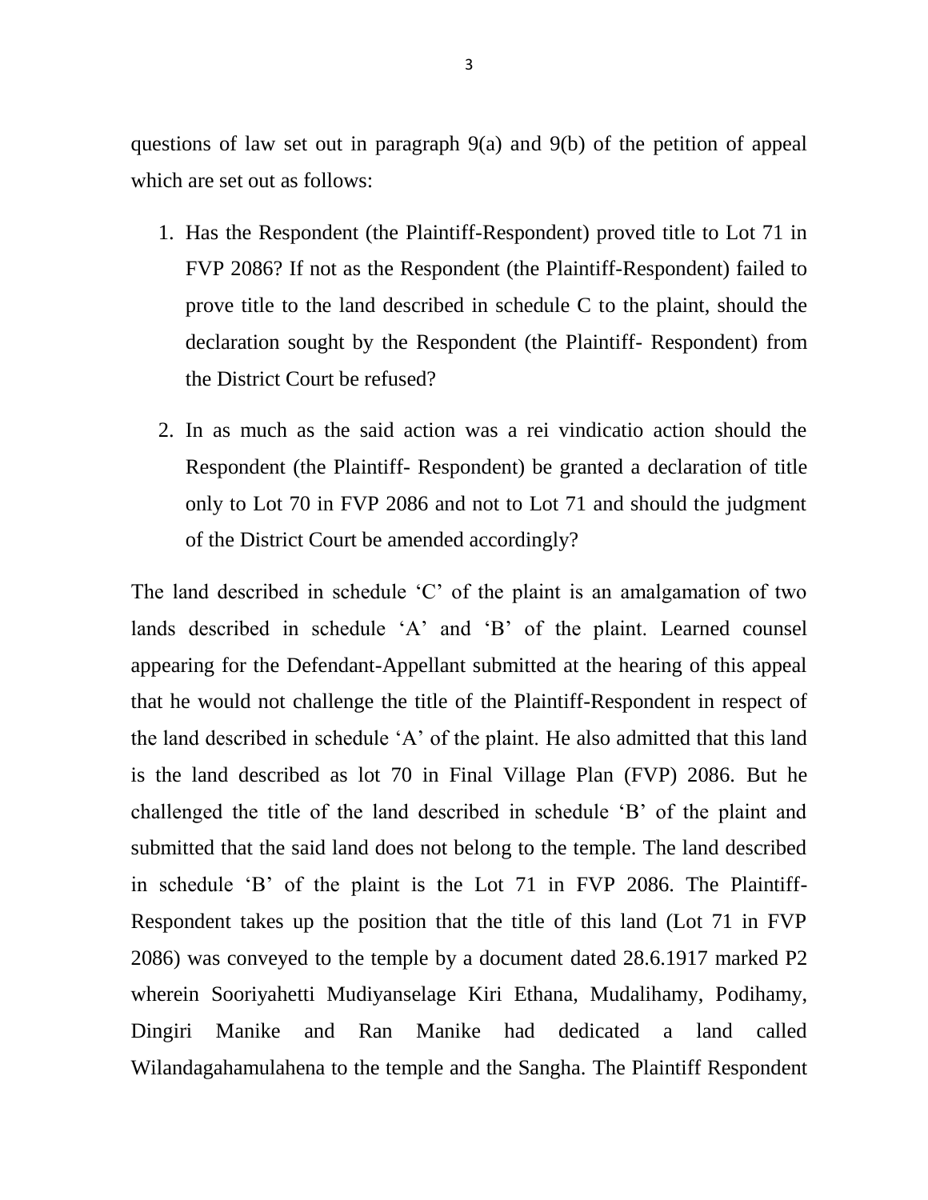questions of law set out in paragraph 9(a) and 9(b) of the petition of appeal which are set out as follows:

1. Has the Respondent (the Plaintiff-Respondent) proved title to Lot 71 in FVP 2086? If not as the Respondent (the Plaintiff-Respondent) failed to prove title to the land described in schedule C to the plaint, should the declaration sought by the Respondent (the Plaintiff- Respondent) from the District Court be refused?

2. In as much as the said action was a rei vindicatio action should the Respondent (the Plaintiff- Respondent) be granted a declaration of title only to Lot 70 in FVP 2086 and not to Lot 71 and should the judgment of the District Court be amended accordingly?

The land described in schedule 'C' of the plaint is an amalgamation of two lands described in schedule 'A' and 'B' of the plaint. Learned counsel appearing for the Defendant-Appellant submitted at the hearing of this appeal that he would not challenge the title of the Plaintiff-Respondent in respect of the land described in schedule 'A' of the plaint. He also admitted that this land is the land described as lot 70 in Final Village Plan (FVP) 2086. But he challenged the title of the land described in schedule 'B' of the plaint and submitted that the said land does not belong to the temple. The land described in schedule 'B' of the plaint is the Lot 71 in FVP 2086. The Plaintiff-Respondent takes up the position that the title of this land (Lot 71 in FVP 2086) was conveyed to the temple by a document dated 28.6.1917 marked P2 wherein Sooriyahetti Mudiyanselage Kiri Ethana, Mudalihamy, Podihamy, Dingiri Manike and Ran Manike had dedicated a land called Wilandagahamulahena to the temple and the Sangha. The Plaintiff Respondent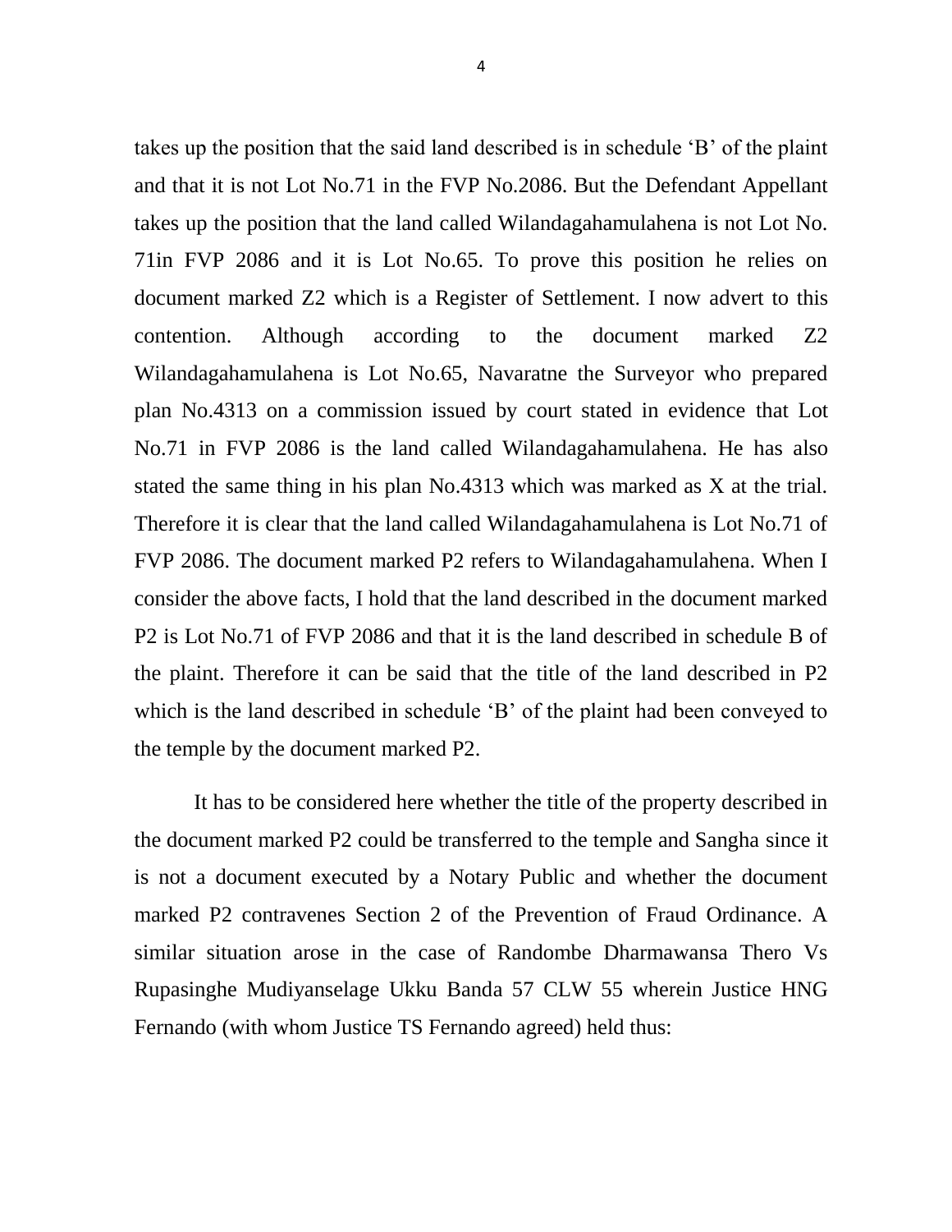takes up the position that the said land described is in schedule 'B' of the plaint and that it is not Lot No.71 in the FVP No.2086. But the Defendant Appellant takes up the position that the land called Wilandagahamulahena is not Lot No. 71in FVP 2086 and it is Lot No.65. To prove this position he relies on document marked Z2 which is a Register of Settlement. I now advert to this contention. Although according to the document marked Z2 Wilandagahamulahena is Lot No.65, Navaratne the Surveyor who prepared plan No.4313 on a commission issued by court stated in evidence that Lot No.71 in FVP 2086 is the land called Wilandagahamulahena. He has also stated the same thing in his plan No.4313 which was marked as X at the trial. Therefore it is clear that the land called Wilandagahamulahena is Lot No.71 of FVP 2086. The document marked P2 refers to Wilandagahamulahena. When I consider the above facts, I hold that the land described in the document marked P2 is Lot No.71 of FVP 2086 and that it is the land described in schedule B of the plaint. Therefore it can be said that the title of the land described in P2 which is the land described in schedule 'B' of the plaint had been conveyed to the temple by the document marked P2.

It has to be considered here whether the title of the property described in the document marked P2 could be transferred to the temple and Sangha since it is not a document executed by a Notary Public and whether the document marked P2 contravenes Section 2 of the Prevention of Fraud Ordinance. A similar situation arose in the case of Randombe Dharmawansa Thero Vs Rupasinghe Mudiyanselage Ukku Banda 57 CLW 55 wherein Justice HNG Fernando (with whom Justice TS Fernando agreed) held thus: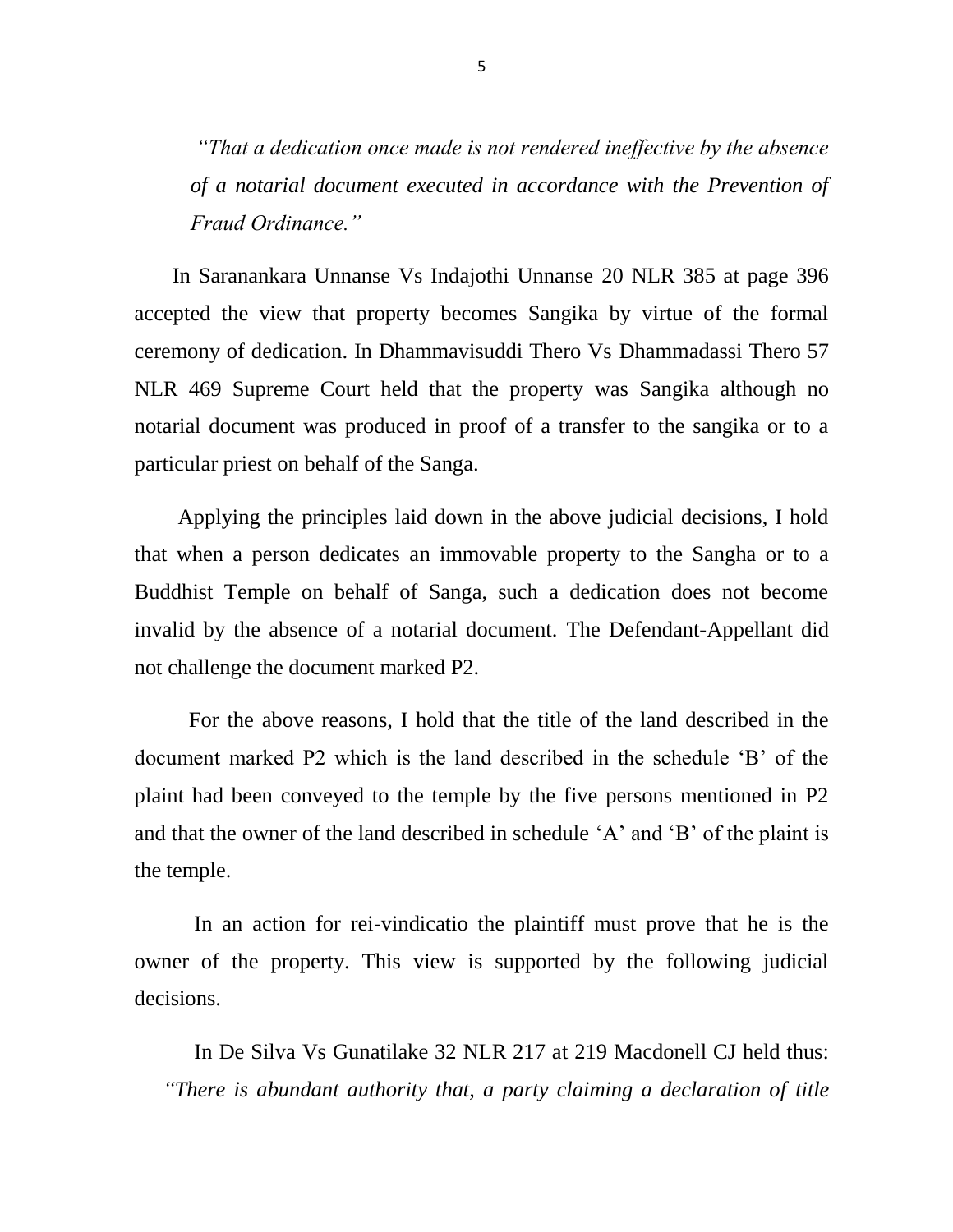*"That a dedication once made is not rendered ineffective by the absence of a notarial document executed in accordance with the Prevention of Fraud Ordinance."*

In Saranankara Unnanse Vs Indajothi Unnanse 20 NLR 385 at page 396 accepted the view that property becomes Sangika by virtue of the formal ceremony of dedication. In Dhammavisuddi Thero Vs Dhammadassi Thero 57 NLR 469 Supreme Court held that the property was Sangika although no notarial document was produced in proof of a transfer to the sangika or to a particular priest on behalf of the Sanga.

Applying the principles laid down in the above judicial decisions, I hold that when a person dedicates an immovable property to the Sangha or to a Buddhist Temple on behalf of Sanga, such a dedication does not become invalid by the absence of a notarial document. The Defendant-Appellant did not challenge the document marked P2.

For the above reasons, I hold that the title of the land described in the document marked P2 which is the land described in the schedule 'B' of the plaint had been conveyed to the temple by the five persons mentioned in P2 and that the owner of the land described in schedule 'A' and 'B' of the plaint is the temple.

In an action for rei-vindicatio the plaintiff must prove that he is the owner of the property. This view is supported by the following judicial decisions.

In De Silva Vs Gunatilake 32 NLR 217 at 219 Macdonell CJ held thus: *"There is abundant authority that, a party claiming a declaration of title*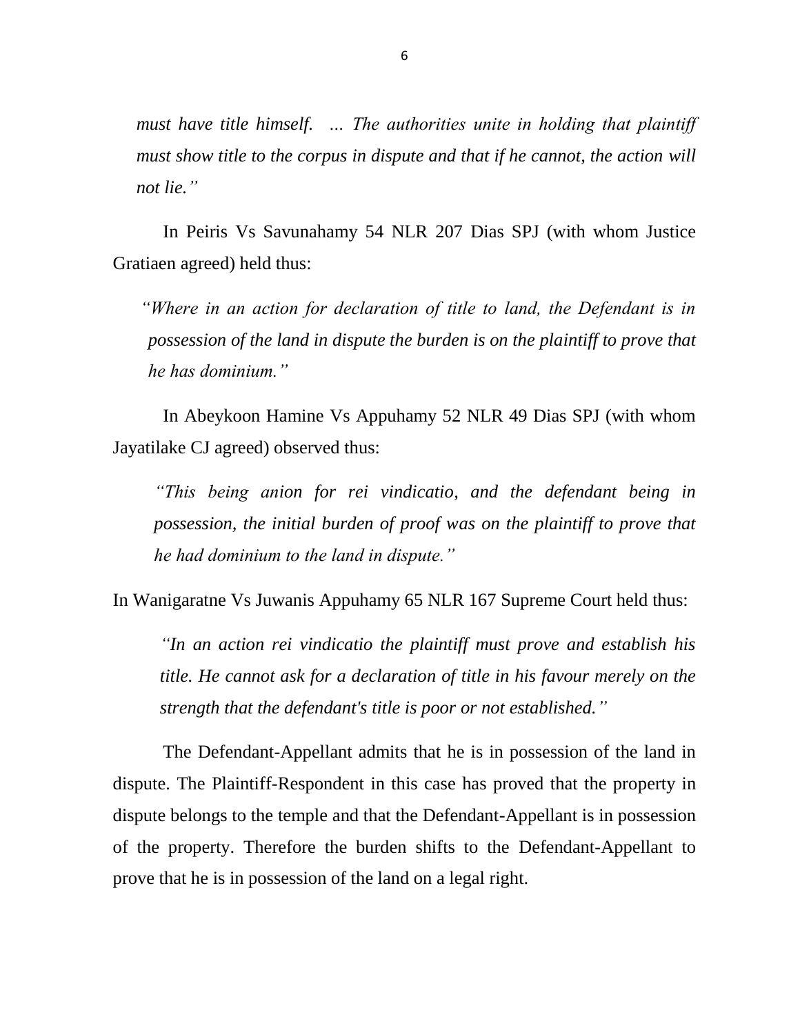*must have title himself. ... The authorities unite in holding that plaintiff must show title to the corpus in dispute and that if he cannot, the action will not lie."*

In Peiris Vs Savunahamy 54 NLR 207 Dias SPJ (with whom Justice Gratiaen agreed) held thus:

> *"Where in an action for declaration of title to land, the Defendant is in possession of the land in dispute the burden is on the plaintiff to prove that he has dominium."*

In Abeykoon Hamine Vs Appuhamy 52 NLR 49 Dias SPJ (with whom Jayatilake CJ agreed) observed thus:

> *"This being anion for rei vindicatio, and the defendant being in possession, the initial burden of proof was on the plaintiff to prove that he had dominium to the land in dispute."*

In Wanigaratne Vs Juwanis Appuhamy 65 NLR 167 Supreme Court held thus:

> *"In an action rei vindicatio the plaintiff must prove and establish his title. He cannot ask for a declaration of title in his favour merely on the strength that the defendant's title is poor or not established."*

The Defendant-Appellant admits that he is in possession of the land in dispute. The Plaintiff-Respondent in this case has proved that the property in dispute belongs to the temple and that the Defendant-Appellant is in possession of the property. Therefore the burden shifts to the Defendant-Appellant to prove that he is in possession of the land on a legal right.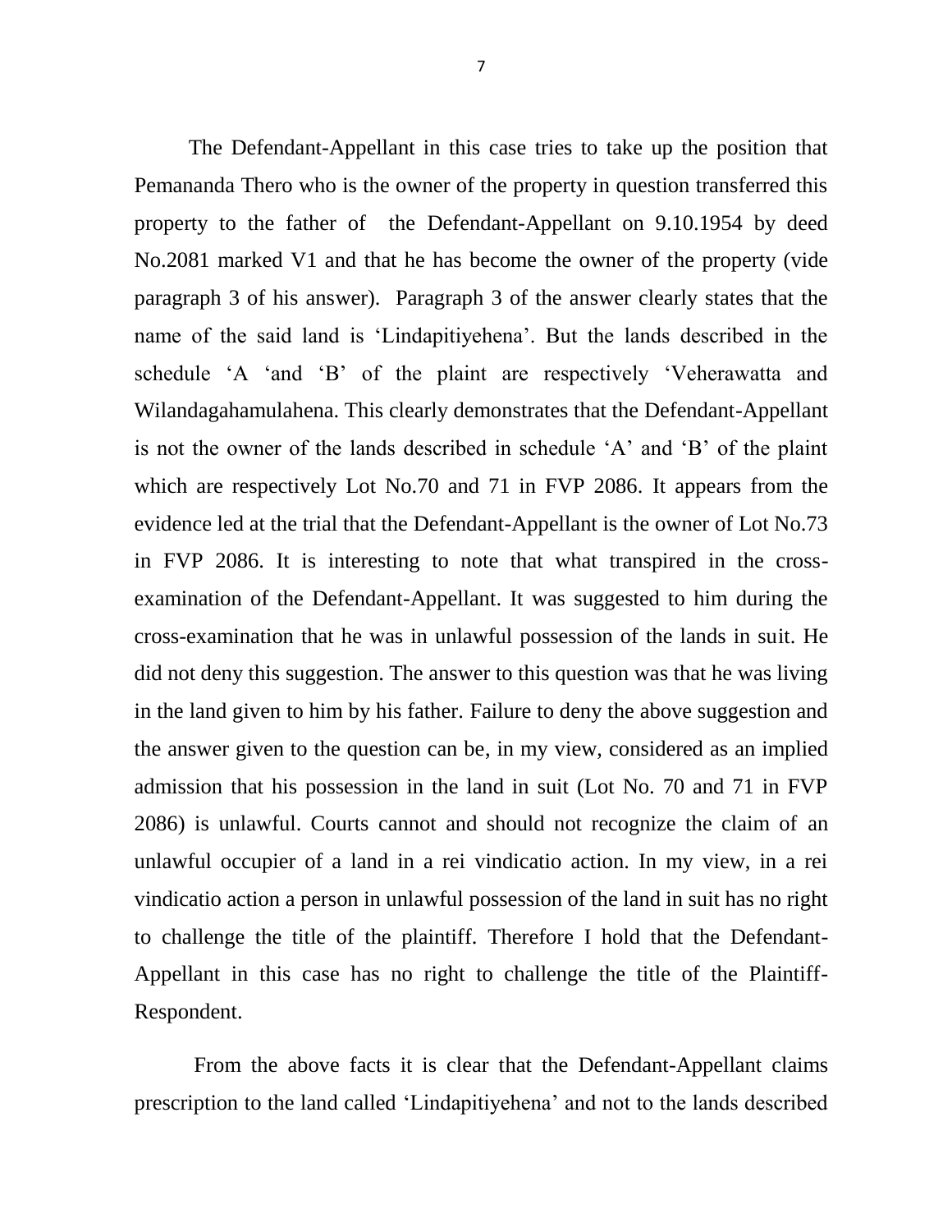The Defendant-Appellant in this case tries to take up the position that Pemananda Thero who is the owner of the property in question transferred this property to the father of the Defendant-Appellant on 9.10.1954 by deed No.2081 marked V1 and that he has become the owner of the property (vide paragraph 3 of his answer). Paragraph 3 of the answer clearly states that the name of the said land is 'Lindapitiyehena'. But the lands described in the schedule 'A 'and 'B' of the plaint are respectively 'Veherawatta and Wilandagahamulahena. This clearly demonstrates that the Defendant-Appellant is not the owner of the lands described in schedule 'A' and 'B' of the plaint which are respectively Lot No.70 and 71 in FVP 2086. It appears from the evidence led at the trial that the Defendant-Appellant is the owner of Lot No.73 in FVP 2086. It is interesting to note that what transpired in the cross-examination of the Defendant-Appellant. It was suggested to him during the cross-examination that he was in unlawful possession of the lands in suit. He did not deny this suggestion. The answer to this question was that he was living in the land given to him by his father. Failure to deny the above suggestion and the answer given to the question can be, in my view, considered as an implied admission that his possession in the land in suit (Lot No. 70 and 71 in FVP 2086) is unlawful. Courts cannot and should not recognize the claim of an unlawful occupier of a land in a rei vindicatio action. In my view, in a rei vindicatio action a person in unlawful possession of the land in suit has no right to challenge the title of the plaintiff. Therefore I hold that the Defendant-Appellant in this case has no right to challenge the title of the Plaintiff-Respondent.

From the above facts it is clear that the Defendant-Appellant claims prescription to the land called 'Lindapitiyehena' and not to the lands described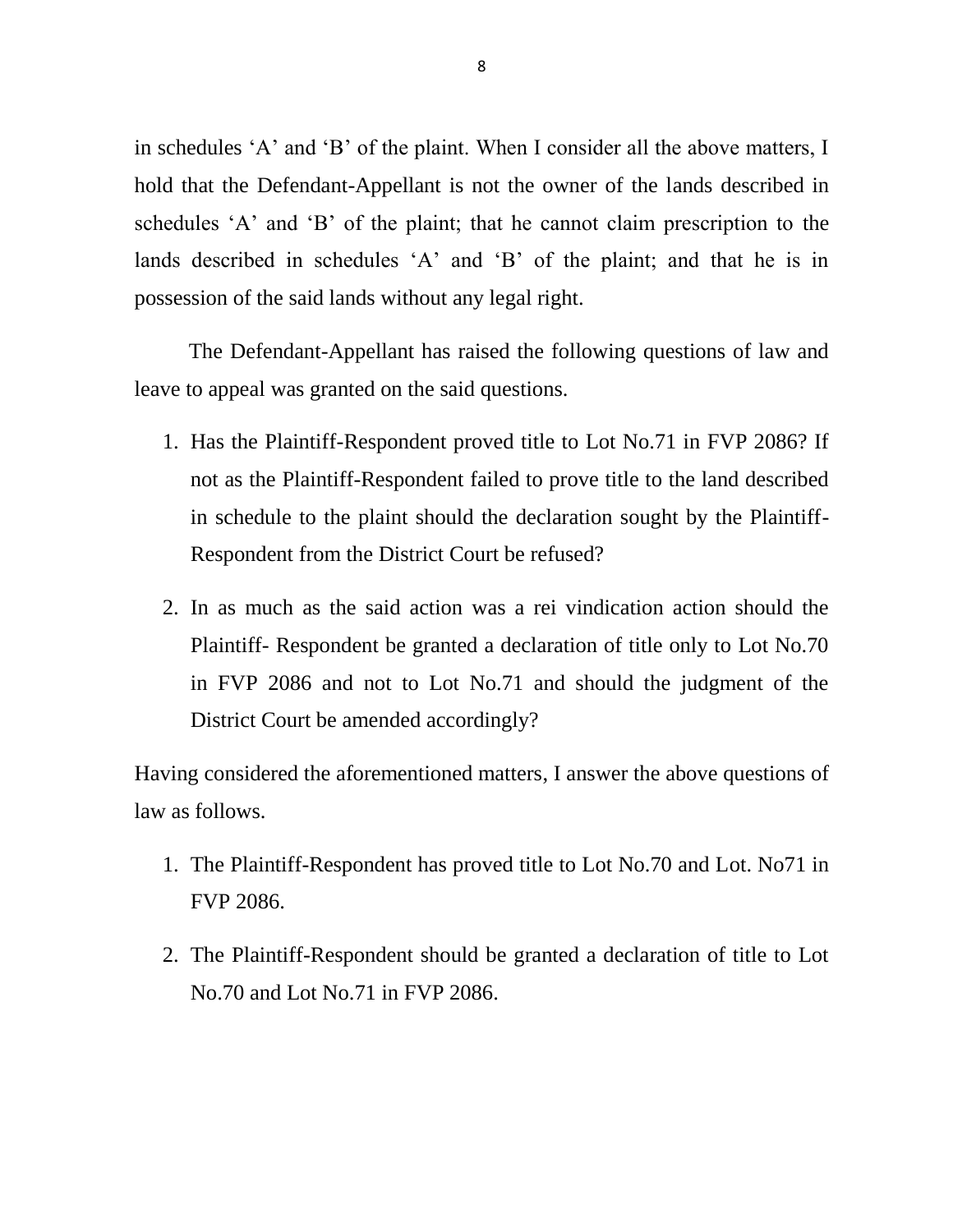in schedules 'A' and 'B' of the plaint. When I consider all the above matters, I hold that the Defendant-Appellant is not the owner of the lands described in schedules 'A' and 'B' of the plaint; that he cannot claim prescription to the lands described in schedules 'A' and 'B' of the plaint; and that he is in possession of the said lands without any legal right.

The Defendant-Appellant has raised the following questions of law and leave to appeal was granted on the said questions.

1. Has the Plaintiff-Respondent proved title to Lot No.71 in FVP 2086? If not as the Plaintiff-Respondent failed to prove title to the land described in schedule to the plaint should the declaration sought by the Plaintiff-Respondent from the District Court be refused?

2. In as much as the said action was a rei vindication action should the Plaintiff- Respondent be granted a declaration of title only to Lot No.70 in FVP 2086 and not to Lot No.71 and should the judgment of the District Court be amended accordingly?

Having considered the aforementioned matters, I answer the above questions of law as follows.

1. The Plaintiff-Respondent has proved title to Lot No.70 and Lot. No71 in FVP 2086.

2. The Plaintiff-Respondent should be granted a declaration of title to Lot No.70 and Lot No.71 in FVP 2086.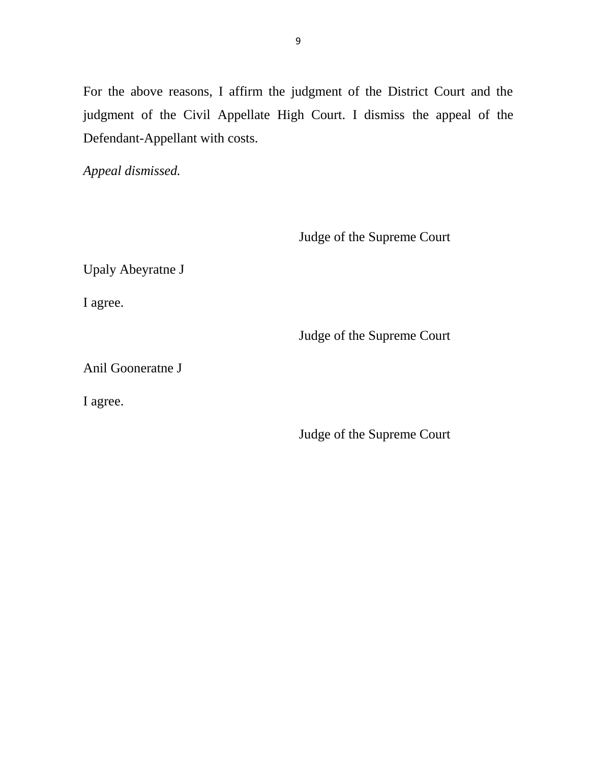For the above reasons, I affirm the judgment of the District Court and the judgment of the Civil Appellate High Court. I dismiss the appeal of the Defendant-Appellant with costs.

*Appeal dismissed.*

Judge of the Supreme Court

Upaly Abeyratne J

I agree.

Judge of the Supreme Court

Anil Gooneratne J

I agree.

Judge of the Supreme Court